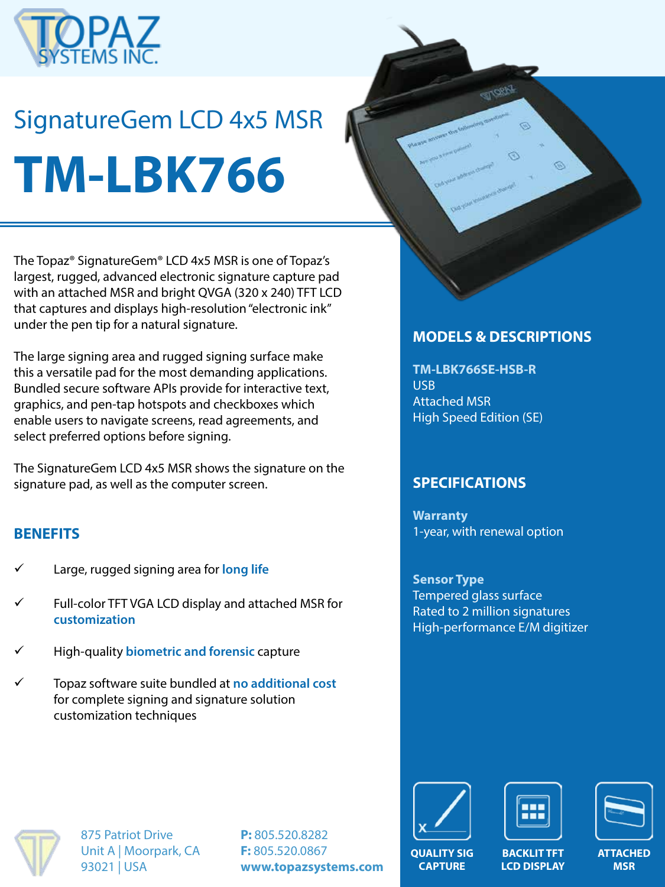# SignatureGem LCD 4x5 MSR

# TM-LBK766

The Topaz® SignatureGem® LCD 4x5 MSR is one of Topaz's largest, rugged, advanced electronic signature capture pad with an attached MSR and bright QVGA (320 x 240) TFT LCD that captures and displays high-resolution "electronic ink" under the pen tip for a natural signature.

The large signing area and rugged signing surface make this a versatile pad for the most demanding applications. Bundled secure software APIs provide for interactive text, graphics, and pen-tap hotspots and checkboxes which enable users to navigate screens, read agreements, and select preferred options before signing.

The SignatureGem LCD 4x5 MSR shows the signature on the signature pad, as well as the computer screen.

## BENEFITS

- ✓ Large, rugged signing area for **long life**
- ✓ Full-color TFT VGA LCD display and attached MSR for **customization**
- ✓ High-quality **biometric and forensic** capture
- ✓ Topaz software suite bundled at **no additional cost** for complete signing and signature solution customization techniques

## MODELS & DESCRIPTIONS

**TM-LBK766SE-HSB-R**
USB
Attached MSR
High Speed Edition (SE)

## SPECIFICATIONS

**Warranty**
1-year, with renewal option

**Sensor Type**
Tempered glass surface
Rated to 2 million signatures
High-performance E/M digitizer

QUALITY SIG CAPTURE

BACKLIT TFT LCD DISPLAY

ATTACHED MSR

875 Patriot Drive
Unit A | Moorpark, CA
93021 | USA

**P:** 805.520.8282
**F:** 805.520.0867
**www.topazsystems.com**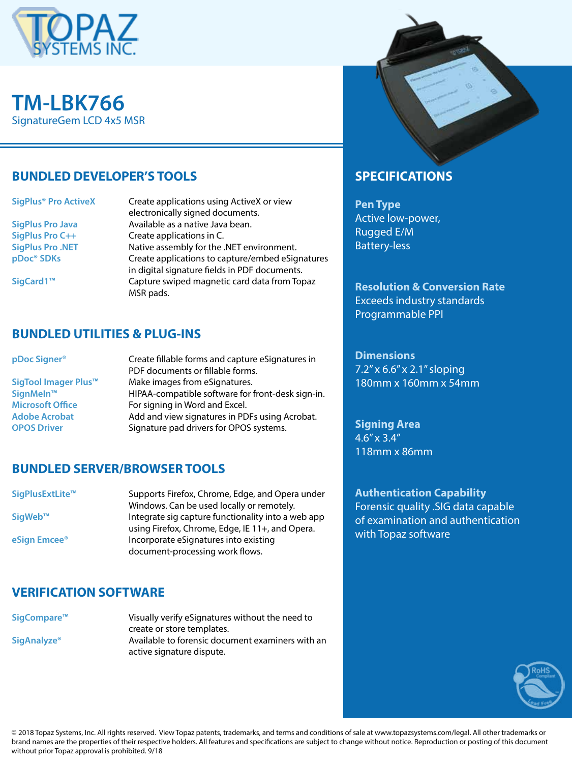# TM-LBK766

SignatureGem LCD 4x5 MSR

## BUNDLED DEVELOPER'S TOOLS

| | |
|---|---|
| SigPlus® Pro ActiveX | Create applications using ActiveX or view electronically signed documents. |
| SigPlus Pro Java | Available as a native Java bean. |
| SigPlus Pro C++ | Create applications in C. |
| SigPlus Pro .NET | Native assembly for the .NET environment. |
| pDoc® SDKs | Create applications to capture/embed eSignatures in digital signature fields in PDF documents. |
| SigCard1™ | Capture swiped magnetic card data from Topaz MSR pads. |

## BUNDLED UTILITIES & PLUG-INS

| | |
|---|---|
| pDoc Signer® | Create fillable forms and capture eSignatures in PDF documents or fillable forms. |
| SigTool Imager Plus™ | Make images from eSignatures. |
| SignMeIn™ | HIPAA-compatible software for front-desk sign-in. |
| Microsoft Office | For signing in Word and Excel. |
| Adobe Acrobat | Add and view signatures in PDFs using Acrobat. |
| OPOS Driver | Signature pad drivers for OPOS systems. |

## BUNDLED SERVER/BROWSER TOOLS

| | |
|---|---|
| SigPlusExtLite™ | Supports Firefox, Chrome, Edge, and Opera under Windows. Can be used locally or remotely. |
| SigWeb™ | Integrate sig capture functionality into a web app using Firefox, Chrome, Edge, IE 11+, and Opera. |
| eSign Emcee® | Incorporate eSignatures into existing document-processing work flows. |

## VERIFICATION SOFTWARE

| | |
|---|---|
| SigCompare™ | Visually verify eSignatures without the need to create or store templates. |
| SigAnalyze® | Available to forensic document examiners with an active signature dispute. |

## SPECIFICATIONS

**Pen Type**
Active low-power,
Rugged E/M
Battery-less

**Resolution & Conversion Rate**
Exceeds industry standards
Programmable PPI

**Dimensions**
7.2" x 6.6" x 2.1" sloping
180mm x 160mm x 54mm

**Signing Area**
4.6" x 3.4"
118mm x 86mm

**Authentication Capability**
Forensic quality .SIG data capable of examination and authentication with Topaz software

© 2018 Topaz Systems, Inc. All rights reserved. View Topaz patents, trademarks, and terms and conditions of sale at www.topazsystems.com/legal. All other trademarks or brand names are the properties of their respective holders. All features and specifications are subject to change without notice. Reproduction or posting of this document without prior Topaz approval is prohibited. 9/18